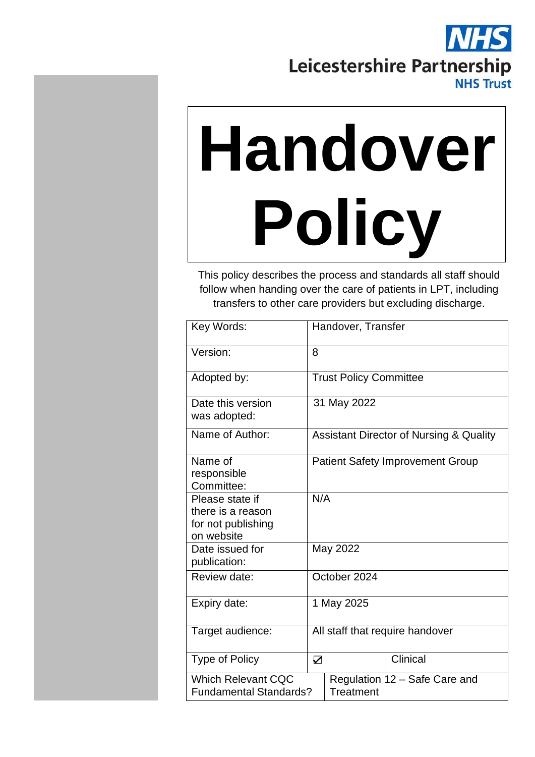NHS

Leicestershire Partnership
NHS Trust

# Handover Policy

This policy describes the process and standards all staff should follow when handing over the care of patients in LPT, including transfers to other care providers but excluding discharge.

| Key Words: | Handover, Transfer | |
|---|---|---|
| Version: | 8 | |
| Adopted by: | Trust Policy Committee | |
| Date this version was adopted: | 31 May 2022 | |
| Name of Author: | Assistant Director of Nursing & Quality | |
| Name of responsible Committee: | Patient Safety Improvement Group | |
| Please state if there is a reason for not publishing on website | N/A | |
| Date issued for publication: | May 2022 | |
| Review date: | October 2024 | |
| Expiry date: | 1 May 2025 | |
| Target audience: | All staff that require handover | |
| Type of Policy | ☑ | Clinical |
| Which Relevant CQC Fundamental Standards? | Regulation 12 – Safe Care and Treatment | |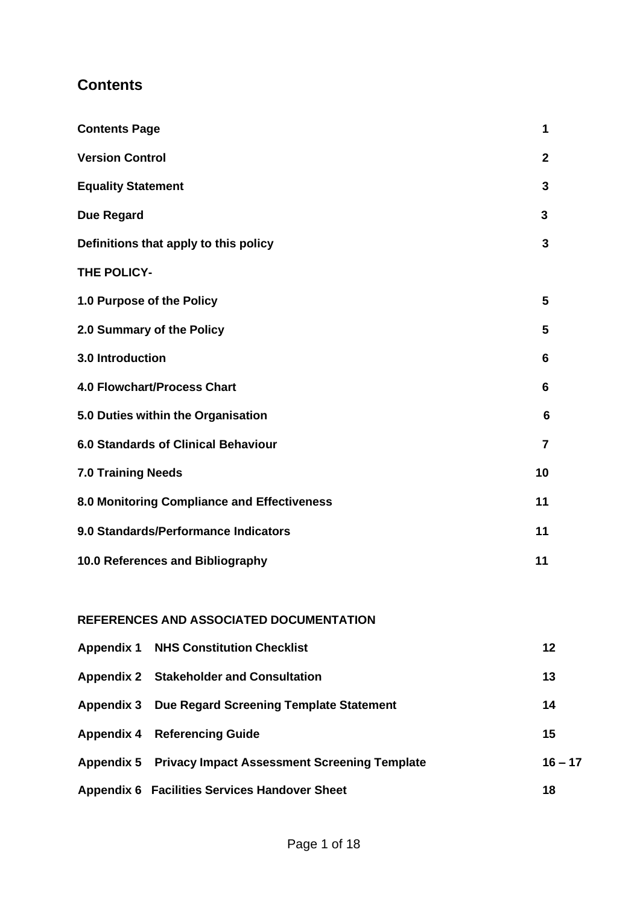## Contents

| | |
|---|---|
| **Contents Page** | **1** |
| **Version Control** | **2** |
| **Equality Statement** | **3** |
| **Due Regard** | **3** |
| **Definitions that apply to this policy** | **3** |
| **THE POLICY-** | |
| **1.0 Purpose of the Policy** | **5** |
| **2.0 Summary of the Policy** | **5** |
| **3.0 Introduction** | **6** |
| **4.0 Flowchart/Process Chart** | **6** |
| **5.0 Duties within the Organisation** | **6** |
| **6.0 Standards of Clinical Behaviour** | **7** |
| **7.0 Training Needs** | **10** |
| **8.0 Monitoring Compliance and Effectiveness** | **11** |
| **9.0 Standards/Performance Indicators** | **11** |
| **10.0 References and Bibliography** | **11** |

**REFERENCES AND ASSOCIATED DOCUMENTATION**

| | | |
|---|---|---|
| **Appendix 1** | **NHS Constitution Checklist** | **12** |
| **Appendix 2** | **Stakeholder and Consultation** | **13** |
| **Appendix 3** | **Due Regard Screening Template Statement** | **14** |
| **Appendix 4** | **Referencing Guide** | **15** |
| **Appendix 5** | **Privacy Impact Assessment Screening Template** | **16 – 17** |
| **Appendix 6** | **Facilities Services Handover Sheet** | **18** |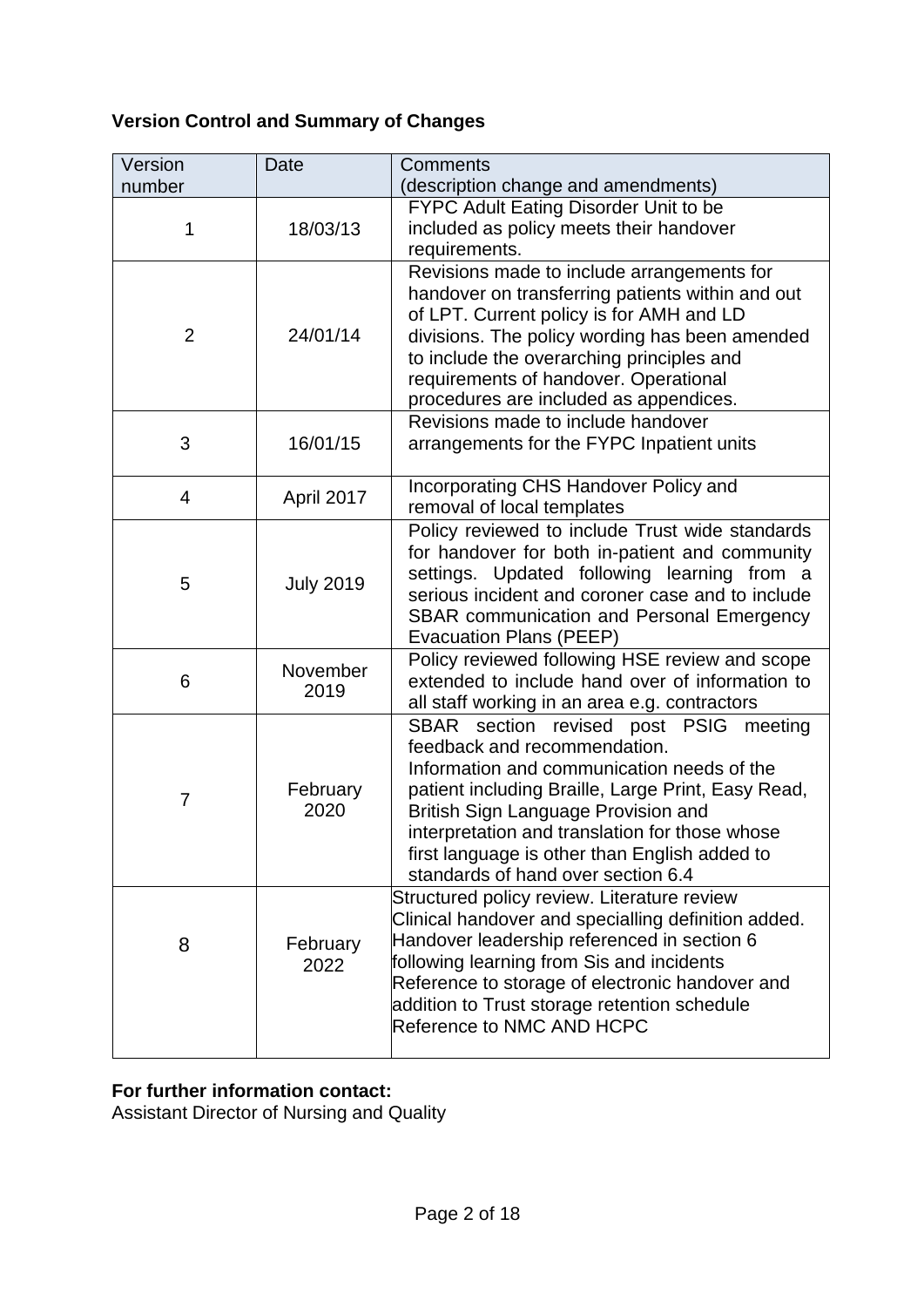**Version Control and Summary of Changes**

| Version number | Date | Comments (description change and amendments) |
|---|---|---|
| 1 | 18/03/13 | FYPC Adult Eating Disorder Unit to be included as policy meets their handover requirements. |
| 2 | 24/01/14 | Revisions made to include arrangements for handover on transferring patients within and out of LPT. Current policy is for AMH and LD divisions. The policy wording has been amended to include the overarching principles and requirements of handover. Operational procedures are included as appendices. |
| 3 | 16/01/15 | Revisions made to include handover arrangements for the FYPC Inpatient units |
| 4 | April 2017 | Incorporating CHS Handover Policy and removal of local templates |
| 5 | July 2019 | Policy reviewed to include Trust wide standards for handover for both in-patient and community settings. Updated following learning from a serious incident and coroner case and to include SBAR communication and Personal Emergency Evacuation Plans (PEEP) |
| 6 | November 2019 | Policy reviewed following HSE review and scope extended to include hand over of information to all staff working in an area e.g. contractors |
| 7 | February 2020 | SBAR section revised post PSIG meeting feedback and recommendation.<br>Information and communication needs of the patient including Braille, Large Print, Easy Read, British Sign Language Provision and interpretation and translation for those whose first language is other than English added to standards of hand over section 6.4 |
| 8 | February 2022 | Structured policy review. Literature review<br>Clinical handover and specialling definition added.<br>Handover leadership referenced in section 6 following learning from Sis and incidents<br>Reference to storage of electronic handover and addition to Trust storage retention schedule<br>Reference to NMC AND HCPC |

**For further information contact:**
Assistant Director of Nursing and Quality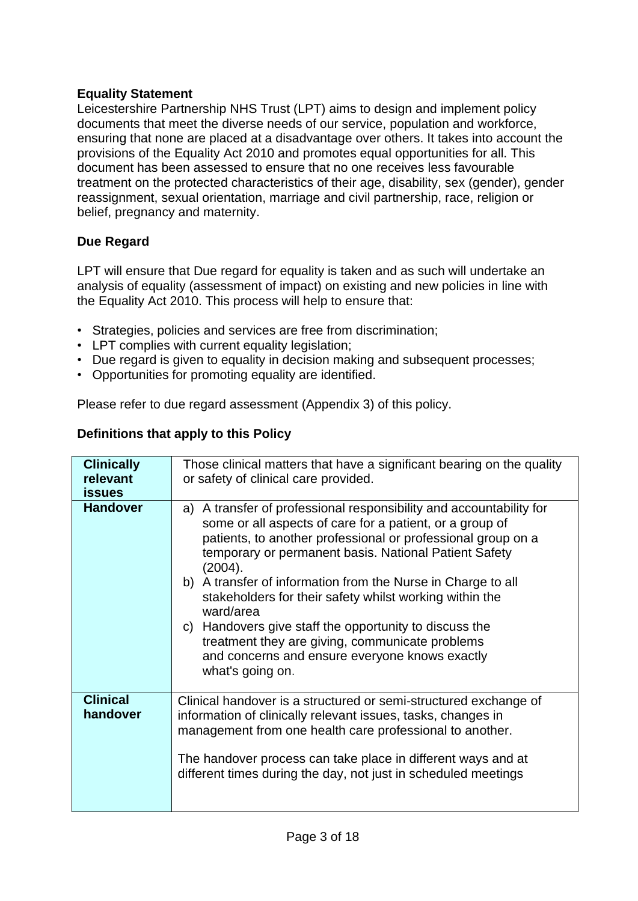**Equality Statement**

Leicestershire Partnership NHS Trust (LPT) aims to design and implement policy documents that meet the diverse needs of our service, population and workforce, ensuring that none are placed at a disadvantage over others. It takes into account the provisions of the Equality Act 2010 and promotes equal opportunities for all. This document has been assessed to ensure that no one receives less favourable treatment on the protected characteristics of their age, disability, sex (gender), gender reassignment, sexual orientation, marriage and civil partnership, race, religion or belief, pregnancy and maternity.

**Due Regard**

LPT will ensure that Due regard for equality is taken and as such will undertake an analysis of equality (assessment of impact) on existing and new policies in line with the Equality Act 2010. This process will help to ensure that:

- Strategies, policies and services are free from discrimination;
- LPT complies with current equality legislation;
- Due regard is given to equality in decision making and subsequent processes;
- Opportunities for promoting equality are identified.

Please refer to due regard assessment (Appendix 3) of this policy.

**Definitions that apply to this Policy**

| | |
|---|---|
| **Clinically relevant issues** | Those clinical matters that have a significant bearing on the quality or safety of clinical care provided. |
| **Handover** | a) A transfer of professional responsibility and accountability for some or all aspects of care for a patient, or a group of patients, to another professional or professional group on a temporary or permanent basis. National Patient Safety (2004).<br>b) A transfer of information from the Nurse in Charge to all stakeholders for their safety whilst working within the ward/area<br>c) Handovers give staff the opportunity to discuss the treatment they are giving, communicate problems and concerns and ensure everyone knows exactly what's going on. |
| **Clinical handover** | Clinical handover is a structured or semi-structured exchange of information of clinically relevant issues, tasks, changes in management from one health care professional to another.<br><br>The handover process can take place in different ways and at different times during the day, not just in scheduled meetings |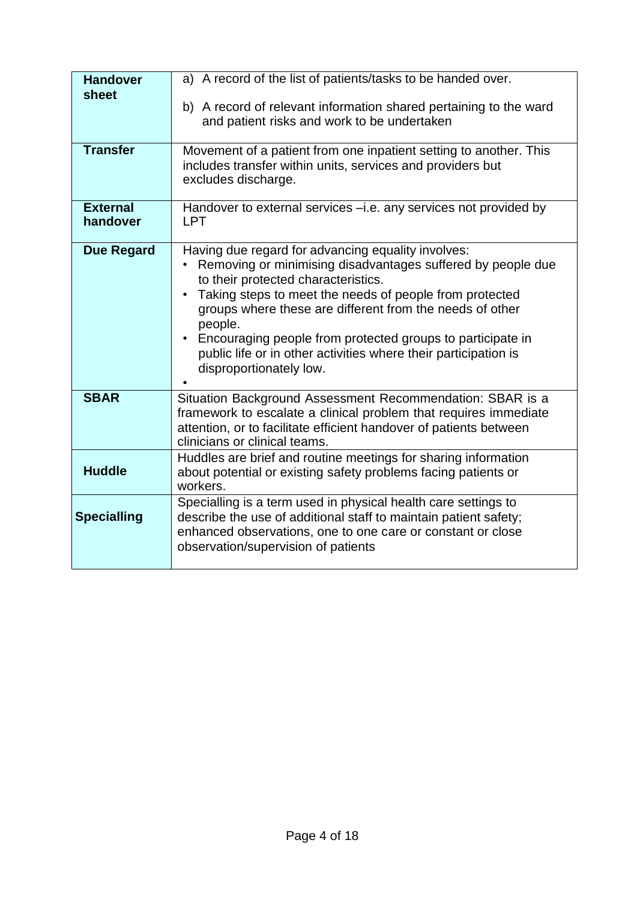| | |
|---|---|
| **Handover sheet** | a) A record of the list of patients/tasks to be handed over.<br><br>b) A record of relevant information shared pertaining to the ward and patient risks and work to be undertaken |
| **Transfer** | Movement of a patient from one inpatient setting to another. This includes transfer within units, services and providers but excludes discharge. |
| **External handover** | Handover to external services –i.e. any services not provided by LPT |
| **Due Regard** | Having due regard for advancing equality involves:<br>• Removing or minimising disadvantages suffered by people due to their protected characteristics.<br>• Taking steps to meet the needs of people from protected groups where these are different from the needs of other people.<br>• Encouraging people from protected groups to participate in public life or in other activities where their participation is disproportionately low.<br>• |
| **SBAR** | Situation Background Assessment Recommendation: SBAR is a framework to escalate a clinical problem that requires immediate attention, or to facilitate efficient handover of patients between clinicians or clinical teams. |
| **Huddle** | Huddles are brief and routine meetings for sharing information about potential or existing safety problems facing patients or workers. |
| **Specialling** | Specialling is a term used in physical health care settings to describe the use of additional staff to maintain patient safety; enhanced observations, one to one care or constant or close observation/supervision of patients |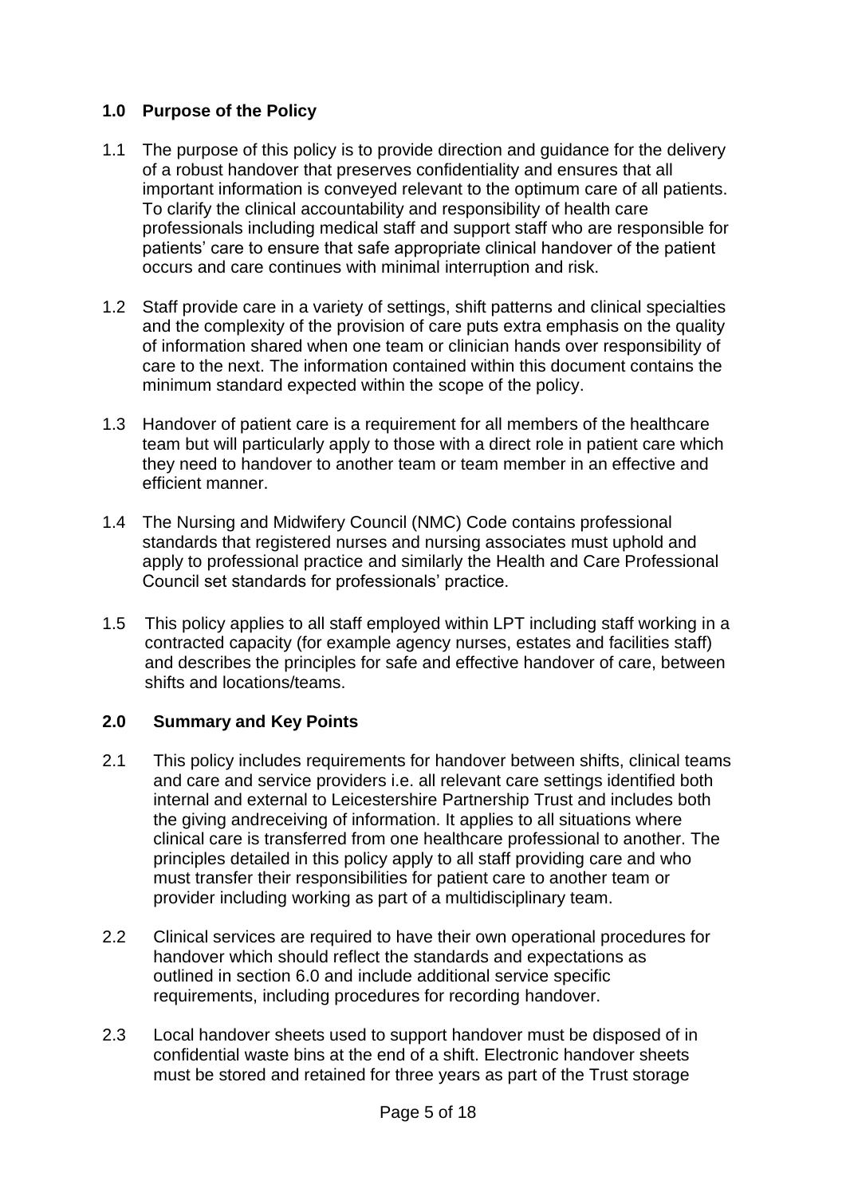## 1.0 Purpose of the Policy

1.1 The purpose of this policy is to provide direction and guidance for the delivery of a robust handover that preserves confidentiality and ensures that all important information is conveyed relevant to the optimum care of all patients. To clarify the clinical accountability and responsibility of health care professionals including medical staff and support staff who are responsible for patients' care to ensure that safe appropriate clinical handover of the patient occurs and care continues with minimal interruption and risk.

1.2 Staff provide care in a variety of settings, shift patterns and clinical specialties and the complexity of the provision of care puts extra emphasis on the quality of information shared when one team or clinician hands over responsibility of care to the next. The information contained within this document contains the minimum standard expected within the scope of the policy.

1.3 Handover of patient care is a requirement for all members of the healthcare team but will particularly apply to those with a direct role in patient care which they need to handover to another team or team member in an effective and efficient manner.

1.4 The Nursing and Midwifery Council (NMC) Code contains professional standards that registered nurses and nursing associates must uphold and apply to professional practice and similarly the Health and Care Professional Council set standards for professionals' practice.

1.5 This policy applies to all staff employed within LPT including staff working in a contracted capacity (for example agency nurses, estates and facilities staff) and describes the principles for safe and effective handover of care, between shifts and locations/teams.

## 2.0 Summary and Key Points

2.1 This policy includes requirements for handover between shifts, clinical teams and care and service providers i.e. all relevant care settings identified both internal and external to Leicestershire Partnership Trust and includes both the giving andreceiving of information. It applies to all situations where clinical care is transferred from one healthcare professional to another. The principles detailed in this policy apply to all staff providing care and who must transfer their responsibilities for patient care to another team or provider including working as part of a multidisciplinary team.

2.2 Clinical services are required to have their own operational procedures for handover which should reflect the standards and expectations as outlined in section 6.0 and include additional service specific requirements, including procedures for recording handover.

2.3 Local handover sheets used to support handover must be disposed of in confidential waste bins at the end of a shift. Electronic handover sheets must be stored and retained for three years as part of the Trust storage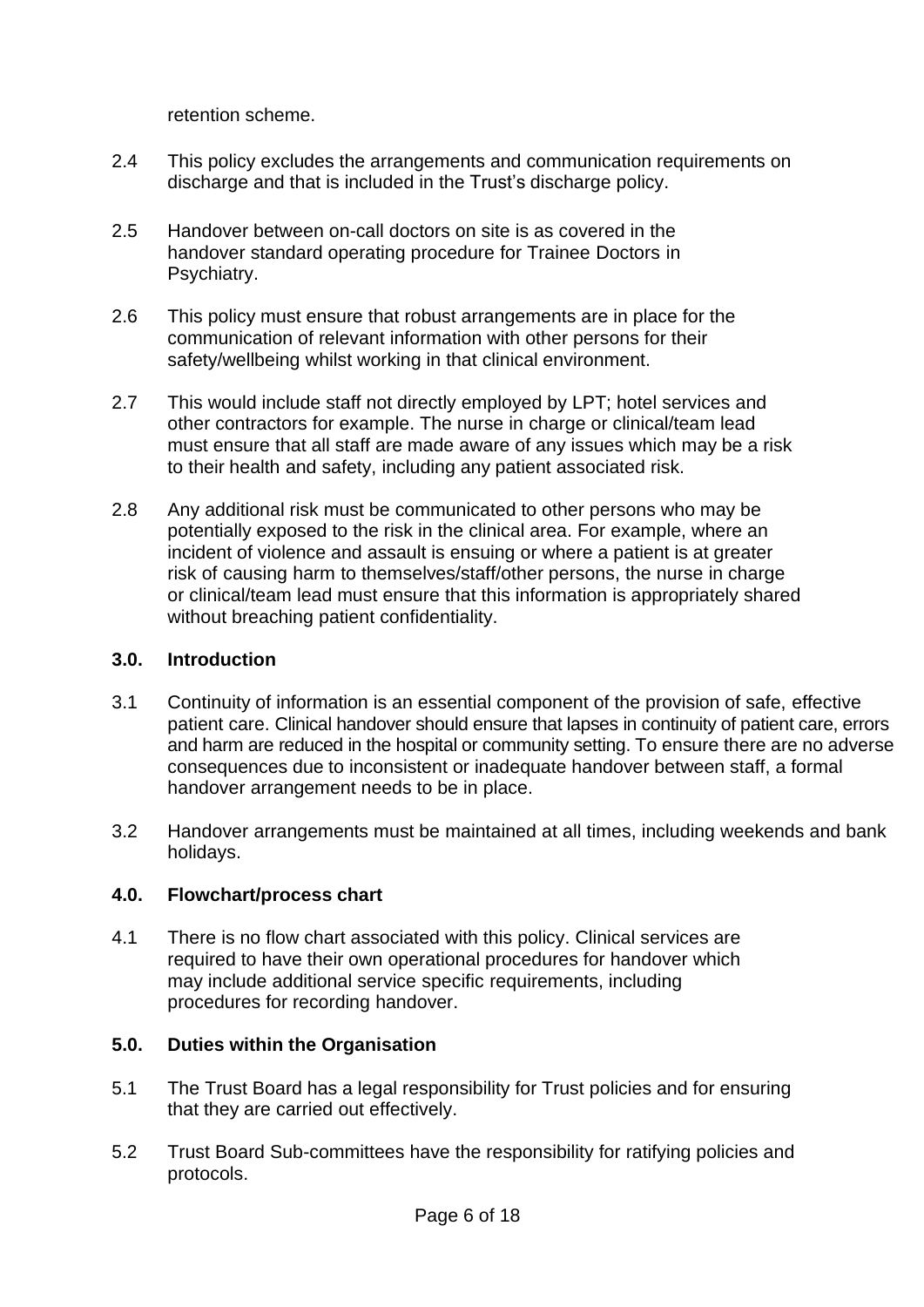retention scheme.

2.4 This policy excludes the arrangements and communication requirements on discharge and that is included in the Trust's discharge policy.

2.5 Handover between on-call doctors on site is as covered in the handover standard operating procedure for Trainee Doctors in Psychiatry.

2.6 This policy must ensure that robust arrangements are in place for the communication of relevant information with other persons for their safety/wellbeing whilst working in that clinical environment.

2.7 This would include staff not directly employed by LPT; hotel services and other contractors for example. The nurse in charge or clinical/team lead must ensure that all staff are made aware of any issues which may be a risk to their health and safety, including any patient associated risk.

2.8 Any additional risk must be communicated to other persons who may be potentially exposed to the risk in the clinical area. For example, where an incident of violence and assault is ensuing or where a patient is at greater risk of causing harm to themselves/staff/other persons, the nurse in charge or clinical/team lead must ensure that this information is appropriately shared without breaching patient confidentiality.

## 3.0. Introduction

3.1 Continuity of information is an essential component of the provision of safe, effective patient care. Clinical handover should ensure that lapses in continuity of patient care, errors and harm are reduced in the hospital or community setting. To ensure there are no adverse consequences due to inconsistent or inadequate handover between staff, a formal handover arrangement needs to be in place.

3.2 Handover arrangements must be maintained at all times, including weekends and bank holidays.

## 4.0. Flowchart/process chart

4.1 There is no flow chart associated with this policy. Clinical services are required to have their own operational procedures for handover which may include additional service specific requirements, including procedures for recording handover.

## 5.0. Duties within the Organisation

5.1 The Trust Board has a legal responsibility for Trust policies and for ensuring that they are carried out effectively.

5.2 Trust Board Sub-committees have the responsibility for ratifying policies and protocols.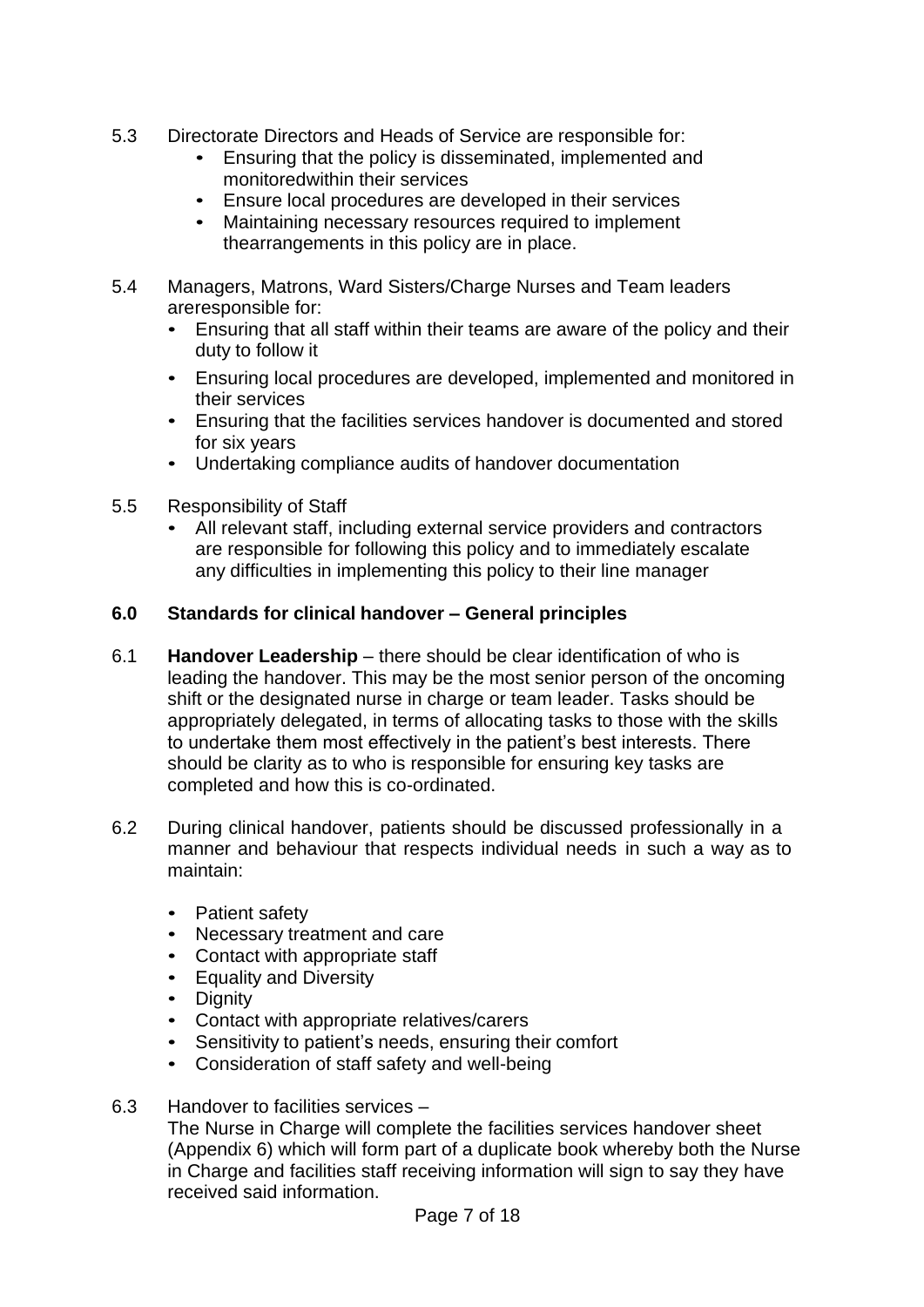5.3 Directorate Directors and Heads of Service are responsible for:

- Ensuring that the policy is disseminated, implemented and monitoredwithin their services
- Ensure local procedures are developed in their services
- Maintaining necessary resources required to implement thearrangements in this policy are in place.

5.4 Managers, Matrons, Ward Sisters/Charge Nurses and Team leaders areresponsible for:

- Ensuring that all staff within their teams are aware of the policy and their duty to follow it
- Ensuring local procedures are developed, implemented and monitored in their services
- Ensuring that the facilities services handover is documented and stored for six years
- Undertaking compliance audits of handover documentation

5.5 Responsibility of Staff

- All relevant staff, including external service providers and contractors are responsible for following this policy and to immediately escalate any difficulties in implementing this policy to their line manager

## 6.0 Standards for clinical handover – General principles

6.1 **Handover Leadership** – there should be clear identification of who is leading the handover. This may be the most senior person of the oncoming shift or the designated nurse in charge or team leader. Tasks should be appropriately delegated, in terms of allocating tasks to those with the skills to undertake them most effectively in the patient's best interests. There should be clarity as to who is responsible for ensuring key tasks are completed and how this is co-ordinated.

6.2 During clinical handover, patients should be discussed professionally in a manner and behaviour that respects individual needs in such a way as to maintain:

- Patient safety
- Necessary treatment and care
- Contact with appropriate staff
- Equality and Diversity
- Dignity
- Contact with appropriate relatives/carers
- Sensitivity to patient's needs, ensuring their comfort
- Consideration of staff safety and well-being

6.3 Handover to facilities services –
The Nurse in Charge will complete the facilities services handover sheet (Appendix 6) which will form part of a duplicate book whereby both the Nurse in Charge and facilities staff receiving information will sign to say they have received said information.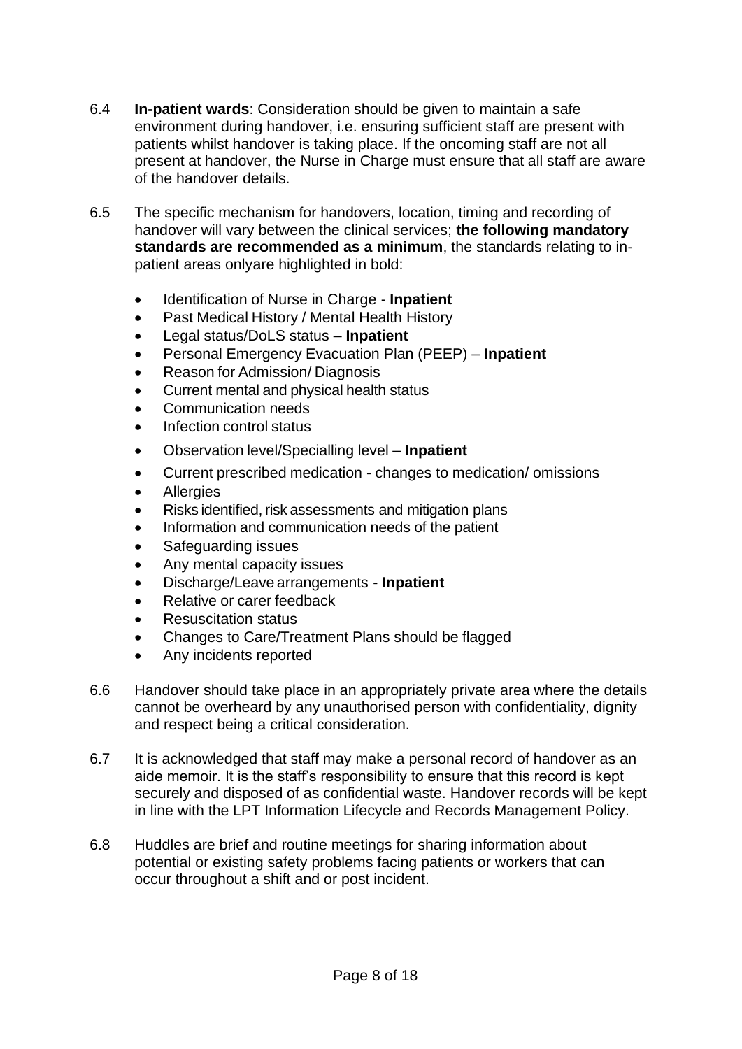6.4 **In-patient wards**: Consideration should be given to maintain a safe environment during handover, i.e. ensuring sufficient staff are present with patients whilst handover is taking place. If the oncoming staff are not all present at handover, the Nurse in Charge must ensure that all staff are aware of the handover details.

6.5 The specific mechanism for handovers, location, timing and recording of handover will vary between the clinical services; **the following mandatory standards are recommended as a minimum**, the standards relating to in-patient areas onlyare highlighted in bold:

- Identification of Nurse in Charge - **Inpatient**
- Past Medical History / Mental Health History
- Legal status/DoLS status – **Inpatient**
- Personal Emergency Evacuation Plan (PEEP) – **Inpatient**
- Reason for Admission/ Diagnosis
- Current mental and physical health status
- Communication needs
- Infection control status
- Observation level/Specialling level – **Inpatient**
- Current prescribed medication - changes to medication/ omissions
- Allergies
- Risks identified, risk assessments and mitigation plans
- Information and communication needs of the patient
- Safeguarding issues
- Any mental capacity issues
- Discharge/Leave arrangements - **Inpatient**
- Relative or carer feedback
- Resuscitation status
- Changes to Care/Treatment Plans should be flagged
- Any incidents reported

6.6 Handover should take place in an appropriately private area where the details cannot be overheard by any unauthorised person with confidentiality, dignity and respect being a critical consideration.

6.7 It is acknowledged that staff may make a personal record of handover as an aide memoir. It is the staff's responsibility to ensure that this record is kept securely and disposed of as confidential waste. Handover records will be kept in line with the LPT Information Lifecycle and Records Management Policy.

6.8 Huddles are brief and routine meetings for sharing information about potential or existing safety problems facing patients or workers that can occur throughout a shift and or post incident.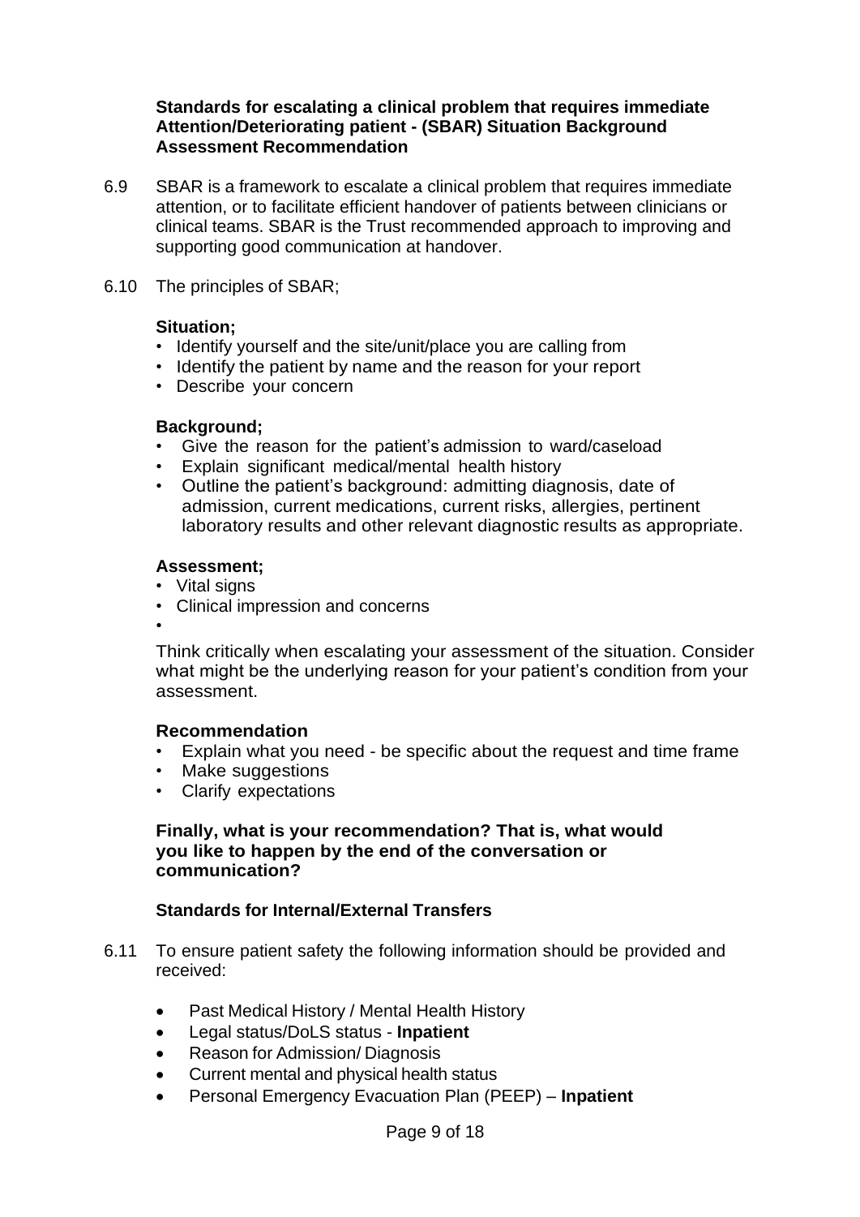**Standards for escalating a clinical problem that requires immediate Attention/Deteriorating patient - (SBAR) Situation Background Assessment Recommendation**

6.9 SBAR is a framework to escalate a clinical problem that requires immediate attention, or to facilitate efficient handover of patients between clinicians or clinical teams. SBAR is the Trust recommended approach to improving and supporting good communication at handover.

6.10 The principles of SBAR;

**Situation;**

- Identify yourself and the site/unit/place you are calling from
- Identify the patient by name and the reason for your report
- Describe your concern

**Background;**

- Give the reason for the patient's admission to ward/caseload
- Explain significant medical/mental health history
- Outline the patient's background: admitting diagnosis, date of admission, current medications, current risks, allergies, pertinent laboratory results and other relevant diagnostic results as appropriate.

**Assessment;**

- Vital signs
- Clinical impression and concerns
- 

Think critically when escalating your assessment of the situation. Consider what might be the underlying reason for your patient's condition from your assessment.

**Recommendation**

- Explain what you need - be specific about the request and time frame
- Make suggestions
- Clarify expectations

**Finally, what is your recommendation? That is, what would you like to happen by the end of the conversation or communication?**

**Standards for Internal/External Transfers**

6.11 To ensure patient safety the following information should be provided and received:

- Past Medical History / Mental Health History
- Legal status/DoLS status - **Inpatient**
- Reason for Admission/ Diagnosis
- Current mental and physical health status
- Personal Emergency Evacuation Plan (PEEP) – **Inpatient**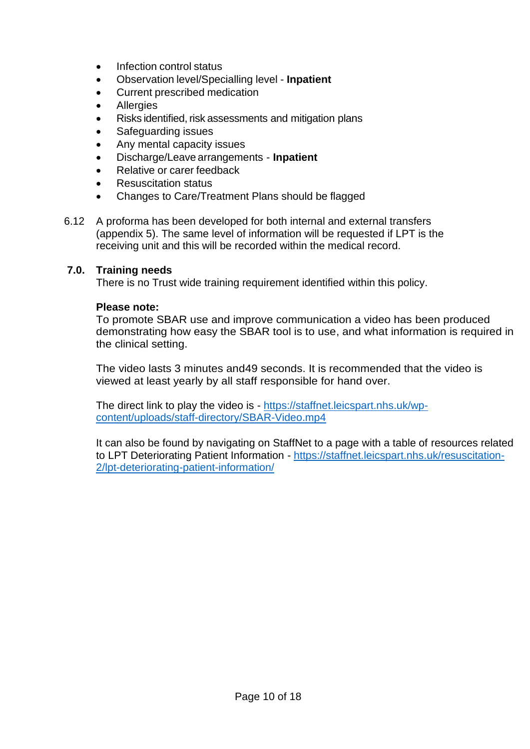- Infection control status
- Observation level/Specialling level - **Inpatient**
- Current prescribed medication
- Allergies
- Risks identified, risk assessments and mitigation plans
- Safeguarding issues
- Any mental capacity issues
- Discharge/Leave arrangements - **Inpatient**
- Relative or carer feedback
- Resuscitation status
- Changes to Care/Treatment Plans should be flagged

6.12 A proforma has been developed for both internal and external transfers (appendix 5). The same level of information will be requested if LPT is the receiving unit and this will be recorded within the medical record.

## 7.0. Training needs

There is no Trust wide training requirement identified within this policy.

**Please note:**
To promote SBAR use and improve communication a video has been produced demonstrating how easy the SBAR tool is to use, and what information is required in the clinical setting.

The video lasts 3 minutes and49 seconds. It is recommended that the video is viewed at least yearly by all staff responsible for hand over.

The direct link to play the video is - [https://staffnet.leicspart.nhs.uk/wp-content/uploads/staff-directory/SBAR-Video.mp4](https://staffnet.leicspart.nhs.uk/wp-content/uploads/staff-directory/SBAR-Video.mp4)

It can also be found by navigating on StaffNet to a page with a table of resources related to LPT Deteriorating Patient Information - [https://staffnet.leicspart.nhs.uk/resuscitation-2/lpt-deteriorating-patient-information/](https://staffnet.leicspart.nhs.uk/resuscitation-2/lpt-deteriorating-patient-information/)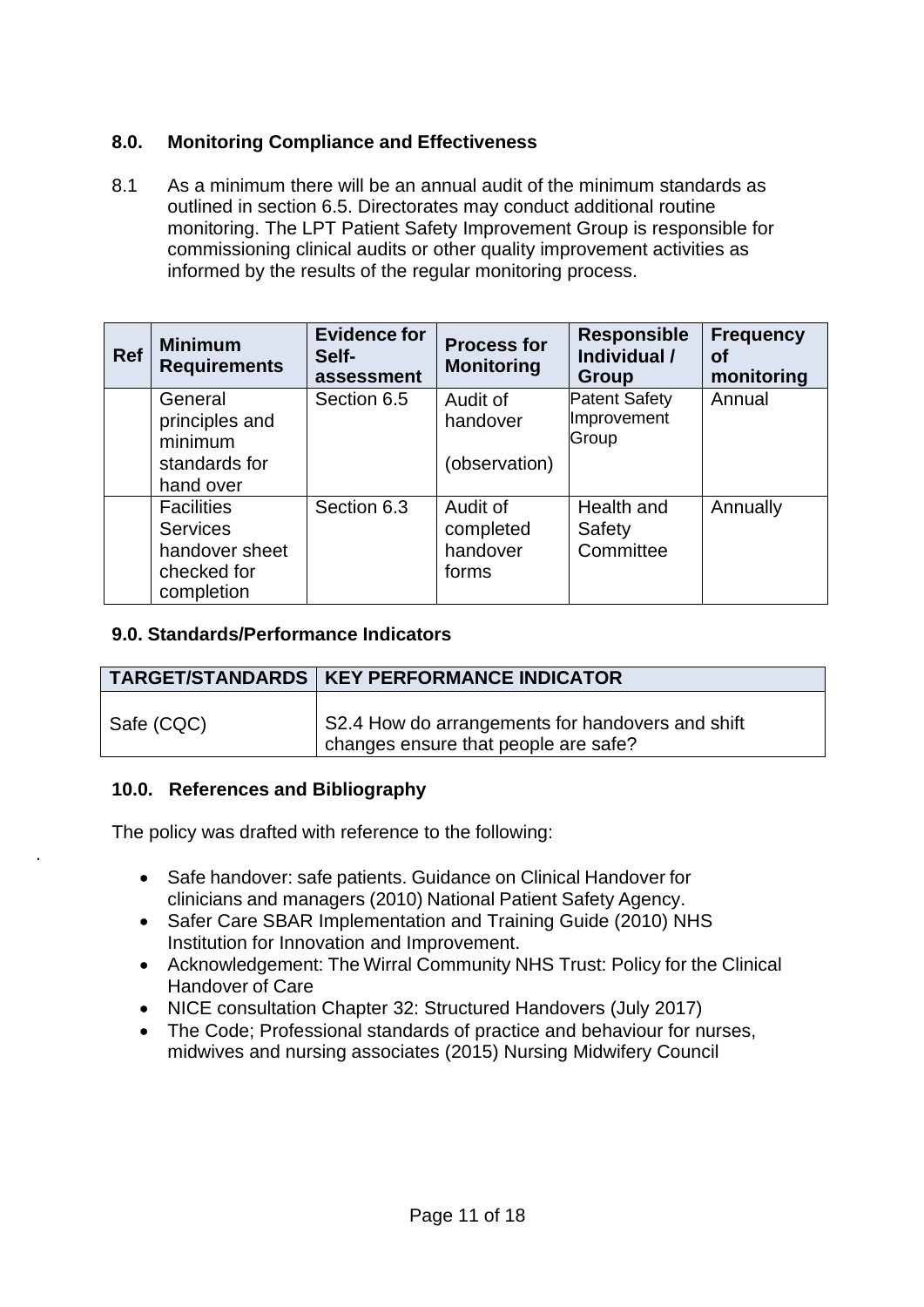## 8.0. Monitoring Compliance and Effectiveness

8.1 As a minimum there will be an annual audit of the minimum standards as outlined in section 6.5. Directorates may conduct additional routine monitoring. The LPT Patient Safety Improvement Group is responsible for commissioning clinical audits or other quality improvement activities as informed by the results of the regular monitoring process.

| Ref | Minimum Requirements | Evidence for Self-assessment | Process for Monitoring | Responsible Individual / Group | Frequency of monitoring |
|---|---|---|---|---|---|
| | General principles and minimum standards for hand over | Section 6.5 | Audit of handover (observation) | Patent Safety Improvement Group | Annual |
| | Facilities Services handover sheet checked for completion | Section 6.3 | Audit of completed handover forms | Health and Safety Committee | Annually |

## 9.0. Standards/Performance Indicators

| TARGET/STANDARDS | KEY PERFORMANCE INDICATOR |
|---|---|
| Safe (CQC) | S2.4 How do arrangements for handovers and shift changes ensure that people are safe? |

## 10.0. References and Bibliography

The policy was drafted with reference to the following:

- Safe handover: safe patients. Guidance on Clinical Handover for clinicians and managers (2010) National Patient Safety Agency.
- Safer Care SBAR Implementation and Training Guide (2010) NHS Institution for Innovation and Improvement.
- Acknowledgement: The Wirral Community NHS Trust: Policy for the Clinical Handover of Care
- NICE consultation Chapter 32: Structured Handovers (July 2017)
- The Code; Professional standards of practice and behaviour for nurses, midwives and nursing associates (2015) Nursing Midwifery Council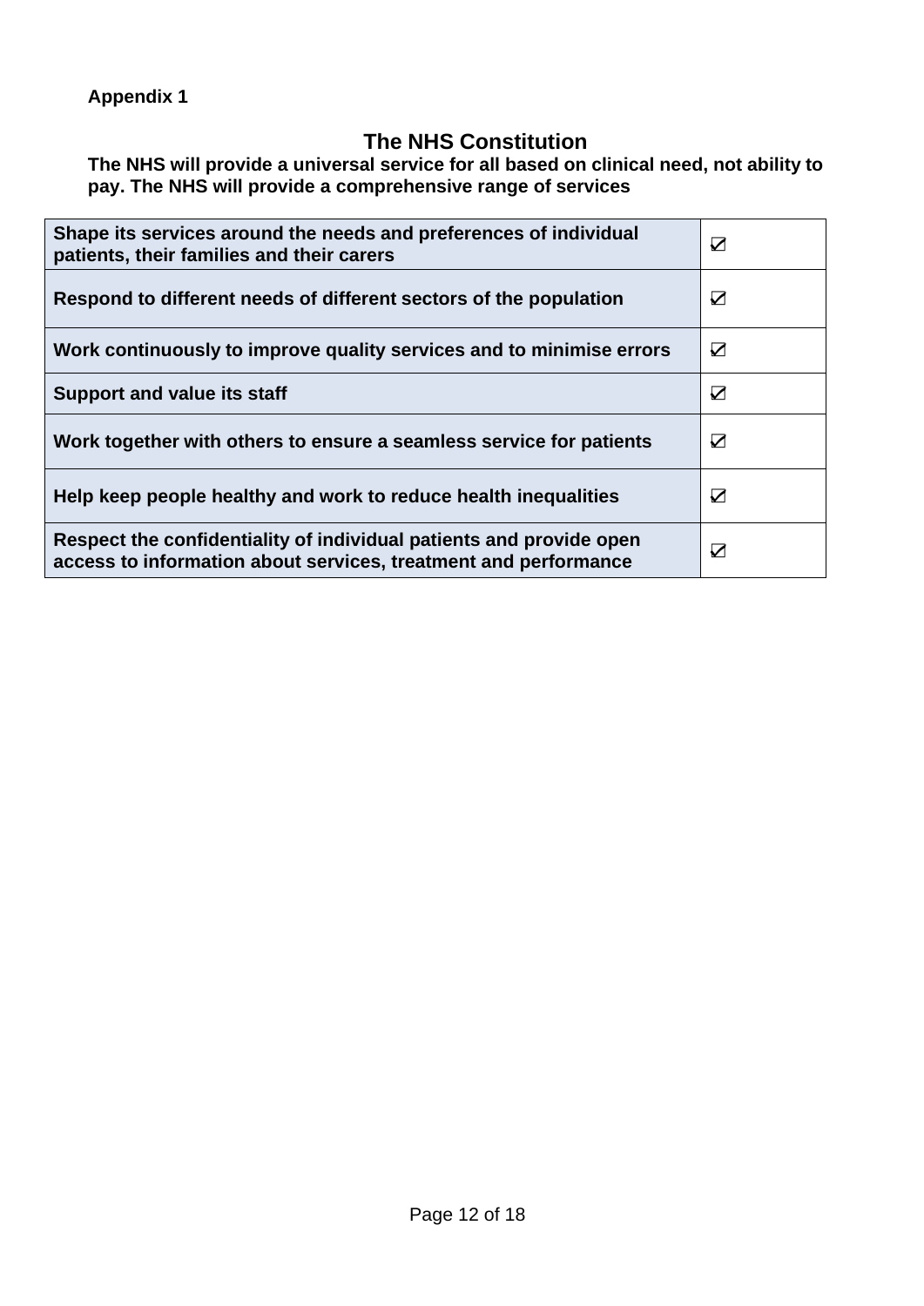**Appendix 1**

## The NHS Constitution

**The NHS will provide a universal service for all based on clinical need, not ability to pay. The NHS will provide a comprehensive range of services**

| | |
|---|---|
| **Shape its services around the needs and preferences of individual patients, their families and their carers** | ☑ |
| **Respond to different needs of different sectors of the population** | ☑ |
| **Work continuously to improve quality services and to minimise errors** | ☑ |
| **Support and value its staff** | ☑ |
| **Work together with others to ensure a seamless service for patients** | ☑ |
| **Help keep people healthy and work to reduce health inequalities** | ☑ |
| **Respect the confidentiality of individual patients and provide open access to information about services, treatment and performance** | ☑ |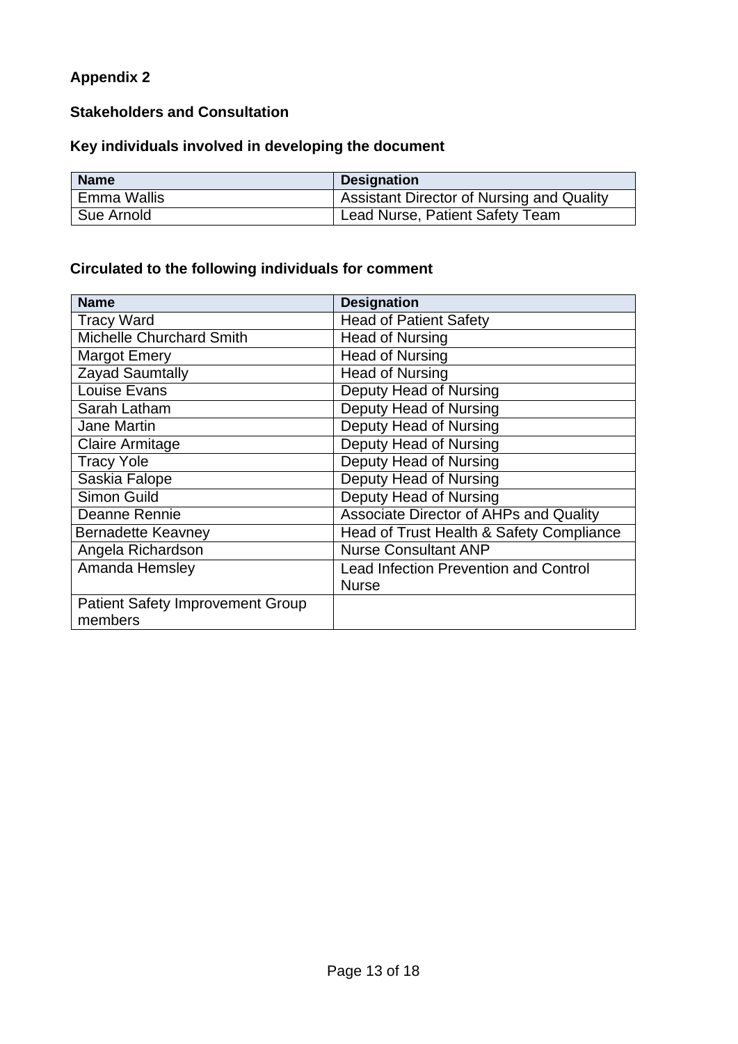## Appendix 2

### Stakeholders and Consultation

### Key individuals involved in developing the document

| Name | Designation |
|---|---|
| Emma Wallis | Assistant Director of Nursing and Quality |
| Sue Arnold | Lead Nurse, Patient Safety Team |

### Circulated to the following individuals for comment

| Name | Designation |
|---|---|
| Tracy Ward | Head of Patient Safety |
| Michelle Churchard Smith | Head of Nursing |
| Margot Emery | Head of Nursing |
| Zayad Saumtally | Head of Nursing |
| Louise Evans | Deputy Head of Nursing |
| Sarah Latham | Deputy Head of Nursing |
| Jane Martin | Deputy Head of Nursing |
| Claire Armitage | Deputy Head of Nursing |
| Tracy Yole | Deputy Head of Nursing |
| Saskia Falope | Deputy Head of Nursing |
| Simon Guild | Deputy Head of Nursing |
| Deanne Rennie | Associate Director of AHPs and Quality |
| Bernadette Keavney | Head of Trust Health & Safety Compliance |
| Angela Richardson | Nurse Consultant ANP |
| Amanda Hemsley | Lead Infection Prevention and Control Nurse |
| Patient Safety Improvement Group members | |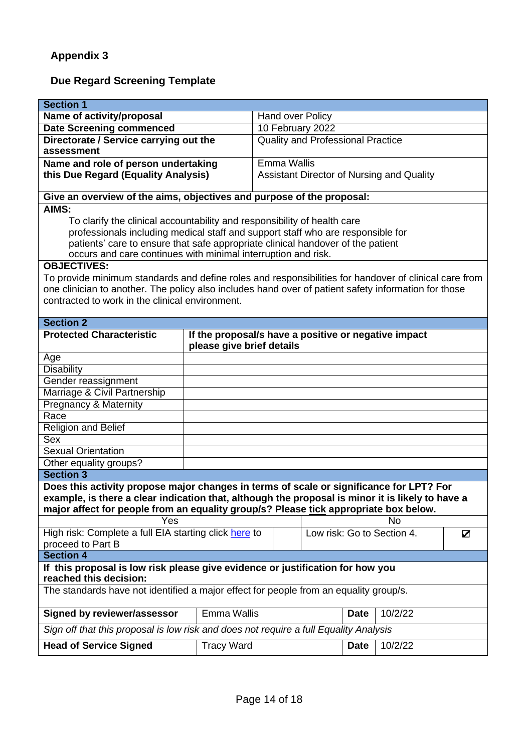## Appendix 3

## Due Regard Screening Template

| **Section 1** | |
|---|---|
| **Name of activity/proposal** | Hand over Policy |
| **Date Screening commenced** | 10 February 2022 |
| **Directorate / Service carrying out the assessment** | Quality and Professional Practice |
| **Name and role of person undertaking this Due Regard (Equality Analysis)** | Emma Wallis<br>Assistant Director of Nursing and Quality |

**Give an overview of the aims, objectives and purpose of the proposal:**

**AIMS:**

To clarify the clinical accountability and responsibility of health care professionals including medical staff and support staff who are responsible for patients' care to ensure that safe appropriate clinical handover of the patient occurs and care continues with minimal interruption and risk.

**OBJECTIVES:**

To provide minimum standards and define roles and responsibilities for handover of clinical care from one clinician to another. The policy also includes hand over of patient safety information for those contracted to work in the clinical environment.

| **Section 2** | |
|---|---|
| **Protected Characteristic** | **If the proposal/s have a positive or negative impact please give brief details** |
| Age | |
| Disability | |
| Gender reassignment | |
| Marriage & Civil Partnership | |
| Pregnancy & Maternity | |
| Race | |
| Religion and Belief | |
| Sex | |
| Sexual Orientation | |
| Other equality groups? | |

**Section 3**

**Does this activity propose major changes in terms of scale or significance for LPT? For example, is there a clear indication that, although the proposal is minor it is likely to have a major affect for people from an equality group/s? Please tick appropriate box below.**

| Yes | | No | |
|---|---|---|---|
| High risk: Complete a full EIA starting click here to proceed to Part B | | Low risk: Go to Section 4. | ☑ |

**Section 4**

**If this proposal is low risk please give evidence or justification for how you reached this decision:**

The standards have not identified a major effect for people from an equality group/s.

| **Signed by reviewer/assessor** | Emma Wallis | **Date** | 10/2/22 |
|---|---|---|---|
| *Sign off that this proposal is low risk and does not require a full Equality Analysis* | | | |
| **Head of Service Signed** | Tracy Ward | **Date** | 10/2/22 |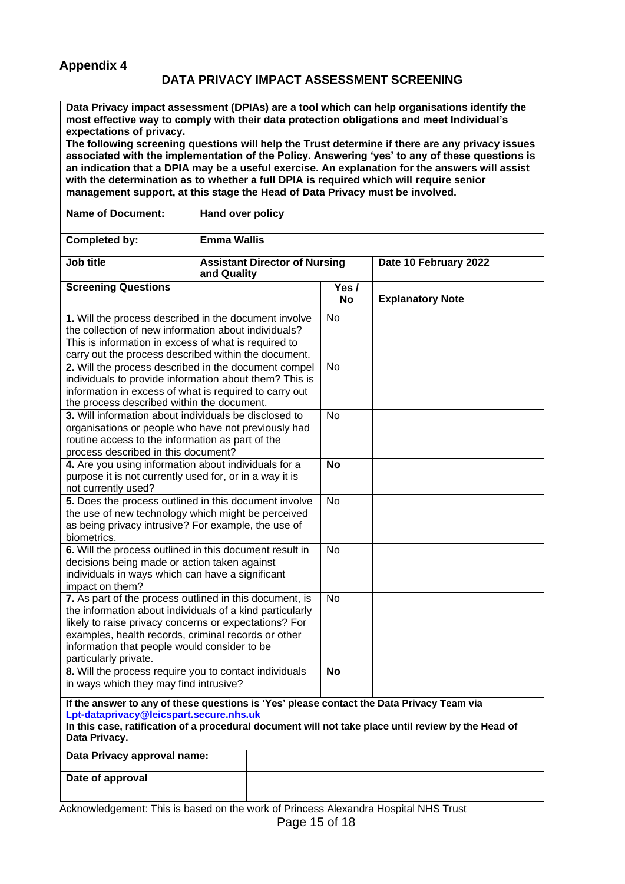## Appendix 4

### DATA PRIVACY IMPACT ASSESSMENT SCREENING

**Data Privacy impact assessment (DPIAs) are a tool which can help organisations identify the most effective way to comply with their data protection obligations and meet Individual's expectations of privacy.**
**The following screening questions will help the Trust determine if there are any privacy issues associated with the implementation of the Policy. Answering 'yes' to any of these questions is an indication that a DPIA may be a useful exercise. An explanation for the answers will assist with the determination as to whether a full DPIA is required which will require senior management support, at this stage the Head of Data Privacy must be involved.**

| **Name of Document:** | **Hand over policy** | | |
|---|---|---|---|
| **Completed by:** | **Emma Wallis** | | |
| **Job title** | **Assistant Director of Nursing and Quality** | | **Date 10 February 2022** |
| **Screening Questions** | | **Yes / No** | **Explanatory Note** |
| **1.** Will the process described in the document involve the collection of new information about individuals? This is information in excess of what is required to carry out the process described within the document. | | No | |
| **2.** Will the process described in the document compel individuals to provide information about them? This is information in excess of what is required to carry out the process described within the document. | | No | |
| **3.** Will information about individuals be disclosed to organisations or people who have not previously had routine access to the information as part of the process described in this document? | | No | |
| **4.** Are you using information about individuals for a purpose it is not currently used for, or in a way it is not currently used? | | **No** | |
| **5.** Does the process outlined in this document involve the use of new technology which might be perceived as being privacy intrusive? For example, the use of biometrics. | | No | |
| **6.** Will the process outlined in this document result in decisions being made or action taken against individuals in ways which can have a significant impact on them? | | No | |
| **7.** As part of the process outlined in this document, is the information about individuals of a kind particularly likely to raise privacy concerns or expectations? For examples, health records, criminal records or other information that people would consider to be particularly private. | | No | |
| **8.** Will the process require you to contact individuals in ways which they may find intrusive? | | **No** | |

**If the answer to any of these questions is 'Yes' please contact the Data Privacy Team via Lpt-dataprivacy@leicspart.secure.nhs.uk**
**In this case, ratification of a procedural document will not take place until review by the Head of Data Privacy.**

| **Data Privacy approval name:** | |
|---|---|
| **Date of approval** | |

Acknowledgement: This is based on the work of Princess Alexandra Hospital NHS Trust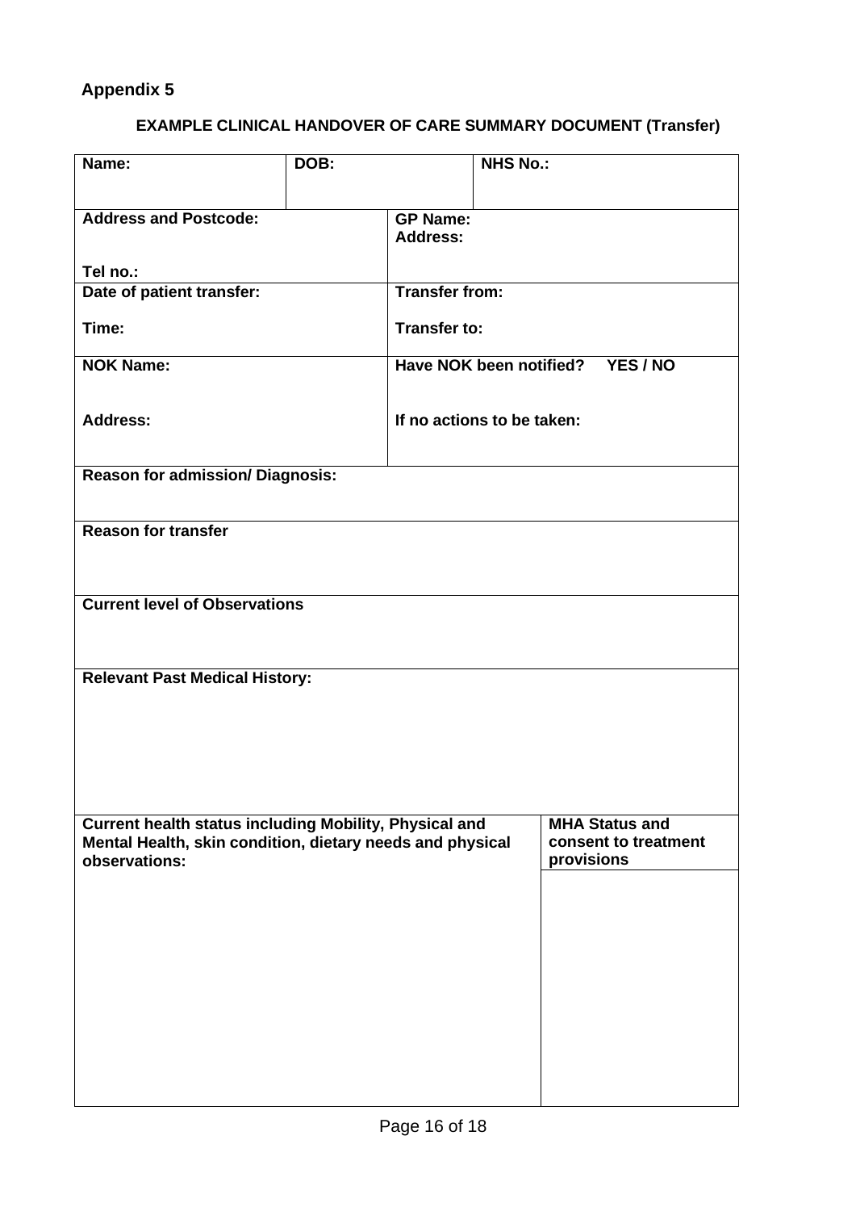## Appendix 5

### EXAMPLE CLINICAL HANDOVER OF CARE SUMMARY DOCUMENT (Transfer)

| | | | |
|---|---|---|---|
| **Name:** | **DOB:** | **NHS No.:** | |
| **Address and Postcode:**<br><br>**Tel no.:** | | **GP Name:**<br>**Address:** | |
| **Date of patient transfer:**<br><br>**Time:** | | **Transfer from:**<br><br>**Transfer to:** | |
| **NOK Name:**<br><br>**Address:** | | **Have NOK been notified? YES / NO**<br><br>**If no actions to be taken:** | |
| **Reason for admission/ Diagnosis:** | | | |
| **Reason for transfer** | | | |
| **Current level of Observations** | | | |
| **Relevant Past Medical History:** | | | |
| **Current health status including Mobility, Physical and Mental Health, skin condition, dietary needs and physical observations:** | | | **MHA Status and consent to treatment provisions** |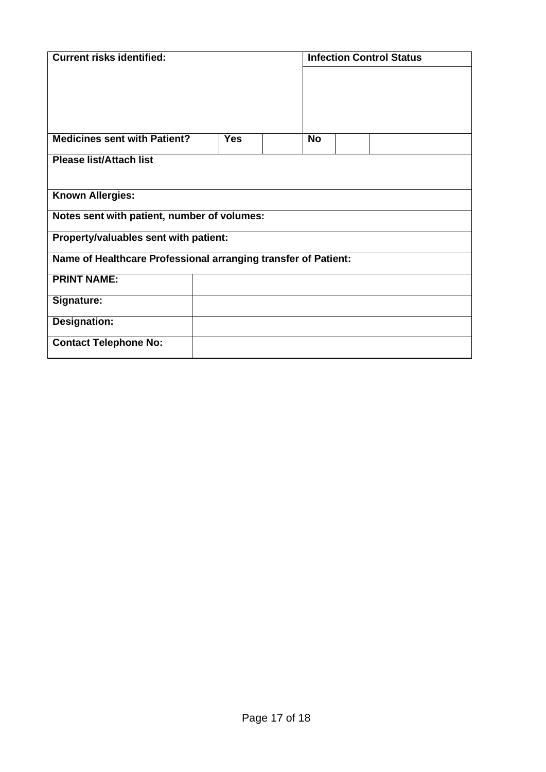| **Current risks identified:** | | | | | | **Infection Control Status** |
|---|---|---|---|---|---|---|
| | | | | | | |
| **Medicines sent with Patient?** | | **Yes** | | **No** | | |
| **Please list/Attach list** | | | | | | |
| **Known Allergies:** | | | | | | |
| **Notes sent with patient, number of volumes:** | | | | | | |
| **Property/valuables sent with patient:** | | | | | | |
| **Name of Healthcare Professional arranging transfer of Patient:** | | | | | | |
| **PRINT NAME:** | | | | | | |
| **Signature:** | | | | | | |
| **Designation:** | | | | | | |
| **Contact Telephone No:** | | | | | | |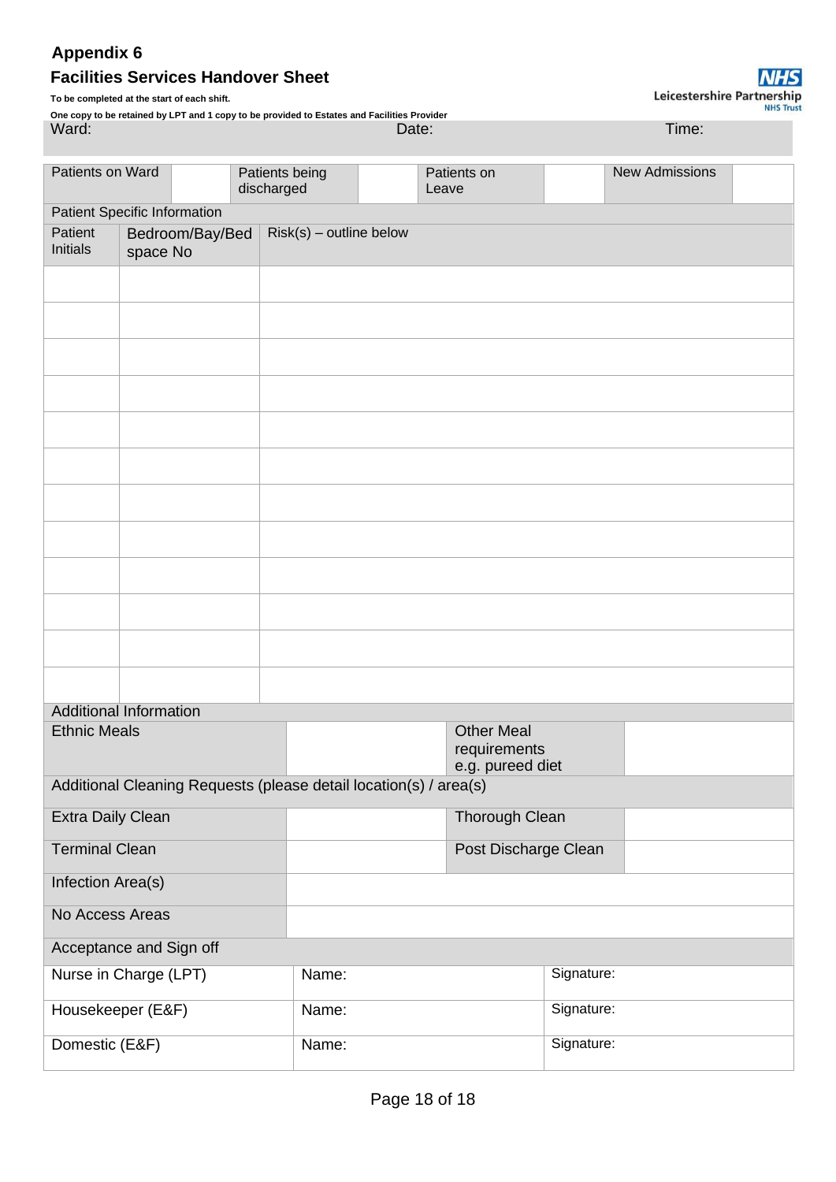**Appendix 6**

## Facilities Services Handover Sheet

**To be completed at the start of each shift.**

**One copy to be retained by LPT and 1 copy to be provided to Estates and Facilities Provider**

Leicestershire Partnership NHS Trust

| Ward: | Date: | Time: |
|---|---|---|

| Patients on Ward | | Patients being discharged | | Patients on Leave | | New Admissions | |
|---|---|---|---|---|---|---|---|

| Patient Specific Information | | |
|---|---|---|
| Patient Initials | Bedroom/Bay/Bed space No | Risk(s) – outline below |
| | | |
| | | |
| | | |
| | | |
| | | |
| | | |
| | | |
| | | |
| | | |
| | | |
| | | |
| | | |

| Additional Information | | | |
|---|---|---|---|
| Ethnic Meals | | Other Meal requirements e.g. pureed diet | |
| Additional Cleaning Requests (please detail location(s) / area(s) | | | |
| Extra Daily Clean | | Thorough Clean | |
| Terminal Clean | | Post Discharge Clean | |
| Infection Area(s) | | | |
| No Access Areas | | | |

| Acceptance and Sign off | | |
|---|---|---|
| Nurse in Charge (LPT) | Name: | Signature: |
| Housekeeper (E&F) | Name: | Signature: |
| Domestic (E&F) | Name: | Signature: |